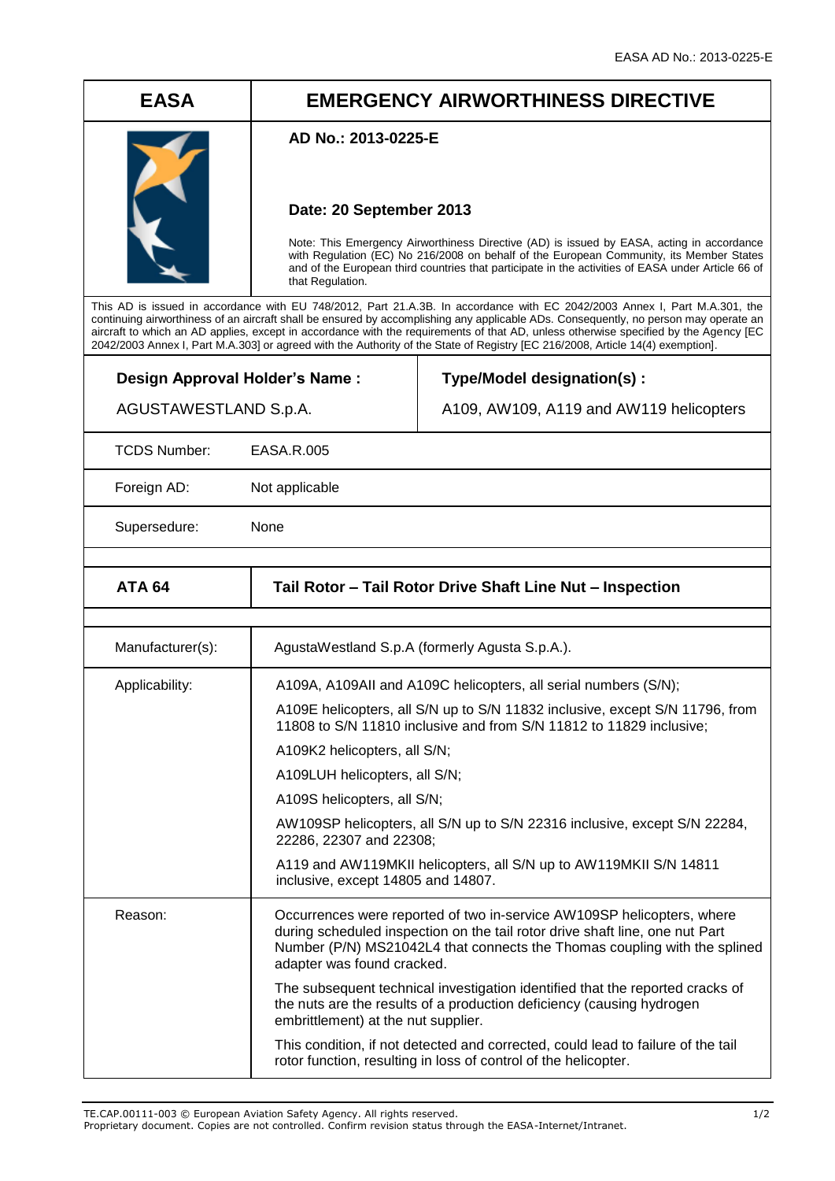EASA AD No.: 2013-0225-E

| EASA | EMERGENCY AIRWORTHINESS DIRECTIVE |
|---|---|
| | **AD No.: 2013-0225-E**<br><br>**Date: 20 September 2013**<br><br>Note: This Emergency Airworthiness Directive (AD) is issued by EASA, acting in accordance with Regulation (EC) No 216/2008 on behalf of the European Community, its Member States and of the European third countries that participate in the activities of EASA under Article 66 of that Regulation. |

This AD is issued in accordance with EU 748/2012, Part 21.A.3B. In accordance with EC 2042/2003 Annex I, Part M.A.301, the continuing airworthiness of an aircraft shall be ensured by accomplishing any applicable ADs. Consequently, no person may operate an aircraft to which an AD applies, except in accordance with the requirements of that AD, unless otherwise specified by the Agency [EC 2042/2003 Annex I, Part M.A.303] or agreed with the Authority of the State of Registry [EC 216/2008, Article 14(4) exemption].

| **Design Approval Holder's Name :** | **Type/Model designation(s) :** |
|---|---|
| AGUSTAWESTLAND S.p.A. | A109, AW109, A119 and AW119 helicopters |

| | |
|---|---|
| TCDS Number: | EASA.R.005 |
| Foreign AD: | Not applicable |
| Supersedure: | None |

| **ATA 64** | **Tail Rotor – Tail Rotor Drive Shaft Line Nut – Inspection** |
|---|---|
| Manufacturer(s): | AgustaWestland S.p.A (formerly Agusta S.p.A.). |
| Applicability: | A109A, A109AII and A109C helicopters, all serial numbers (S/N);<br><br>A109E helicopters, all S/N up to S/N 11832 inclusive, except S/N 11796, from 11808 to S/N 11810 inclusive and from S/N 11812 to 11829 inclusive;<br><br>A109K2 helicopters, all S/N;<br><br>A109LUH helicopters, all S/N;<br><br>A109S helicopters, all S/N;<br><br>AW109SP helicopters, all S/N up to S/N 22316 inclusive, except S/N 22284, 22286, 22307 and 22308;<br><br>A119 and AW119MKII helicopters, all S/N up to AW119MKII S/N 14811 inclusive, except 14805 and 14807. |
| Reason: | Occurrences were reported of two in-service AW109SP helicopters, where during scheduled inspection on the tail rotor drive shaft line, one nut Part Number (P/N) MS21042L4 that connects the Thomas coupling with the splined adapter was found cracked.<br><br>The subsequent technical investigation identified that the reported cracks of the nuts are the results of a production deficiency (causing hydrogen embrittlement) at the nut supplier.<br><br>This condition, if not detected and corrected, could lead to failure of the tail rotor function, resulting in loss of control of the helicopter. |

TE.CAP.00111-003 © European Aviation Safety Agency. All rights reserved.
Proprietary document. Copies are not controlled. Confirm revision status through the EASA-Internet/Intranet.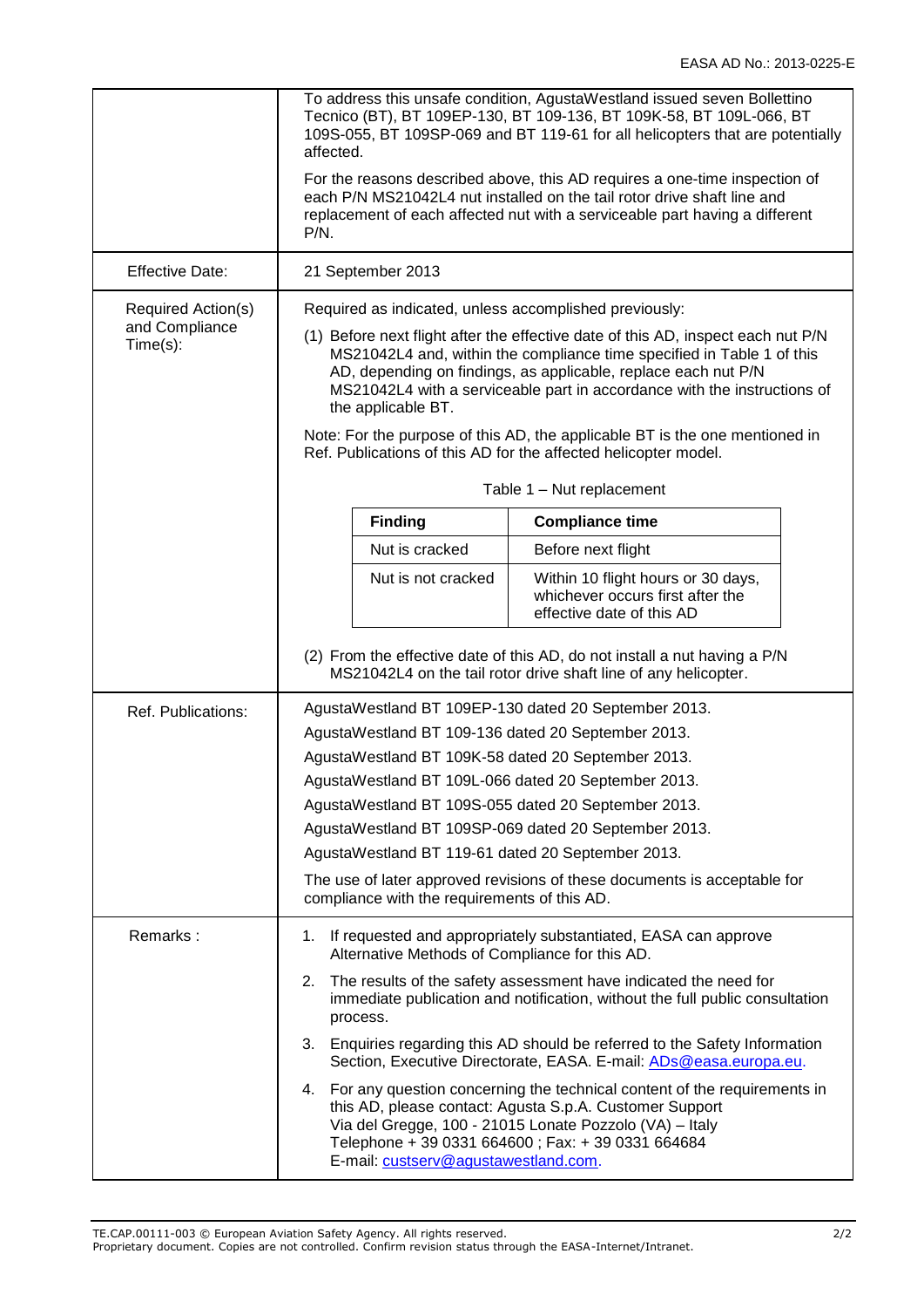| | |
|---|---|
| | To address this unsafe condition, AgustaWestland issued seven Bollettino Tecnico (BT), BT 109EP-130, BT 109-136, BT 109K-58, BT 109L-066, BT 109S-055, BT 109SP-069 and BT 119-61 for all helicopters that are potentially affected.<br><br>For the reasons described above, this AD requires a one-time inspection of each P/N MS21042L4 nut installed on the tail rotor drive shaft line and replacement of each affected nut with a serviceable part having a different P/N. |
| Effective Date: | 21 September 2013 |
| Required Action(s) and Compliance Time(s): | Required as indicated, unless accomplished previously:<br><br>(1) Before next flight after the effective date of this AD, inspect each nut P/N MS21042L4 and, within the compliance time specified in Table 1 of this AD, depending on findings, as applicable, replace each nut P/N MS21042L4 with a serviceable part in accordance with the instructions of the applicable BT.<br><br>Note: For the purpose of this AD, the applicable BT is the one mentioned in Ref. Publications of this AD for the affected helicopter model.<br><br>Table 1 – Nut replacement<br><br>**Finding** — **Compliance time**<br>Nut is cracked — Before next flight<br>Nut is not cracked — Within 10 flight hours or 30 days, whichever occurs first after the effective date of this AD<br><br>(2) From the effective date of this AD, do not install a nut having a P/N MS21042L4 on the tail rotor drive shaft line of any helicopter. |
| Ref. Publications: | AgustaWestland BT 109EP-130 dated 20 September 2013.<br>AgustaWestland BT 109-136 dated 20 September 2013.<br>AgustaWestland BT 109K-58 dated 20 September 2013.<br>AgustaWestland BT 109L-066 dated 20 September 2013.<br>AgustaWestland BT 109S-055 dated 20 September 2013.<br>AgustaWestland BT 109SP-069 dated 20 September 2013.<br>AgustaWestland BT 119-61 dated 20 September 2013.<br><br>The use of later approved revisions of these documents is acceptable for compliance with the requirements of this AD. |
| Remarks : | 1. If requested and appropriately substantiated, EASA can approve Alternative Methods of Compliance for this AD.<br><br>2. The results of the safety assessment have indicated the need for immediate publication and notification, without the full public consultation process.<br><br>3. Enquiries regarding this AD should be referred to the Safety Information Section, Executive Directorate, EASA. E-mail: ADs@easa.europa.eu.<br><br>4. For any question concerning the technical content of the requirements in this AD, please contact: Agusta S.p.A. Customer Support Via del Gregge, 100 - 21015 Lonate Pozzolo (VA) – Italy Telephone + 39 0331 664600 ; Fax: + 39 0331 664684 E-mail: custserv@agustawestland.com. |